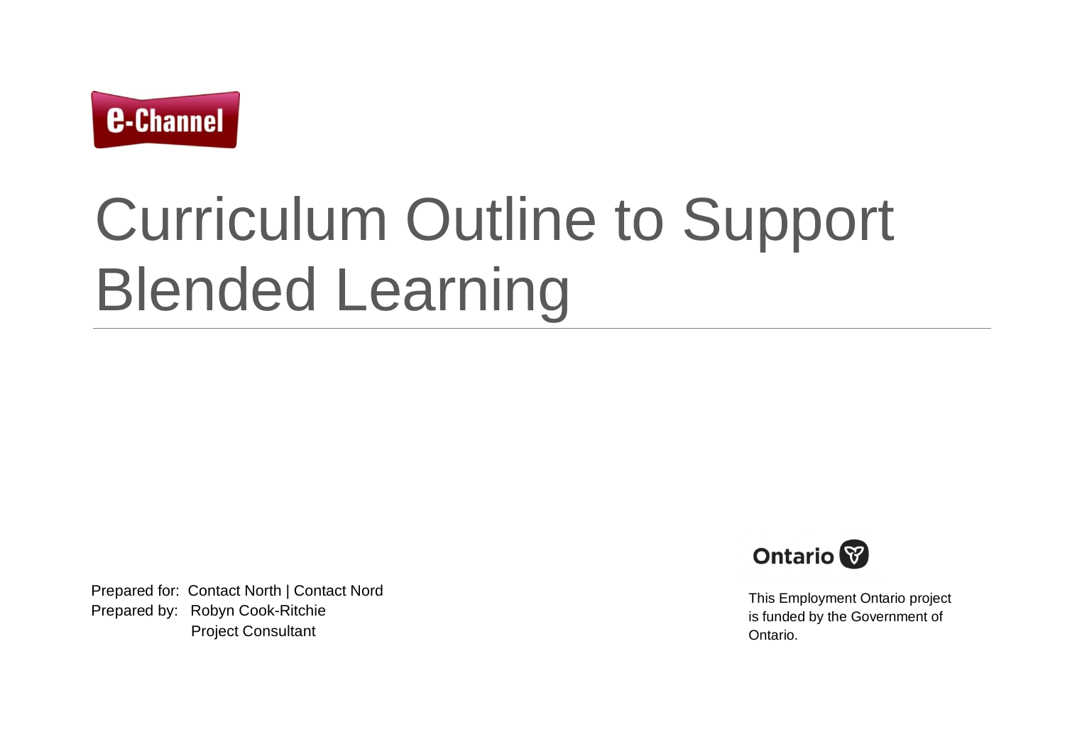e-Channel

# Curriculum Outline to Support Blended Learning

Prepared for: Contact North | Contact Nord
Prepared by: Robyn Cook-Ritchie
Project Consultant

Ontario

This Employment Ontario project is funded by the Government of Ontario.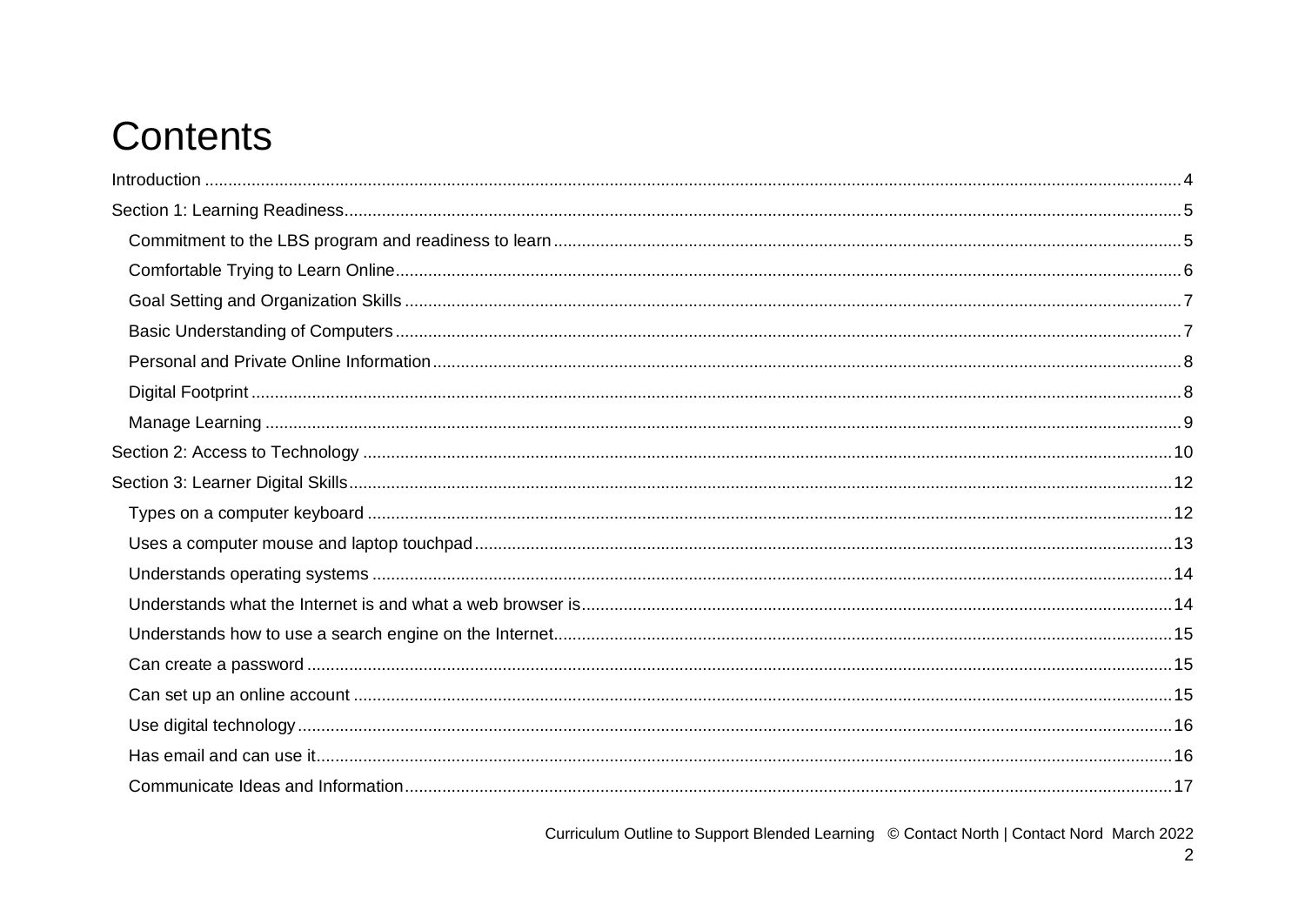# Contents

- Introduction ... 4
- Section 1: Learning Readiness ... 5
  - Commitment to the LBS program and readiness to learn ... 5
  - Comfortable Trying to Learn Online ... 6
  - Goal Setting and Organization Skills ... 7
  - Basic Understanding of Computers ... 7
  - Personal and Private Online Information ... 8
  - Digital Footprint ... 8
  - Manage Learning ... 9
- Section 2: Access to Technology ... 10
- Section 3: Learner Digital Skills ... 12
  - Types on a computer keyboard ... 12
  - Uses a computer mouse and laptop touchpad ... 13
  - Understands operating systems ... 14
  - Understands what the Internet is and what a web browser is ... 14
  - Understands how to use a search engine on the Internet ... 15
  - Can create a password ... 15
  - Can set up an online account ... 15
  - Use digital technology ... 16
  - Has email and can use it ... 16
  - Communicate Ideas and Information ... 17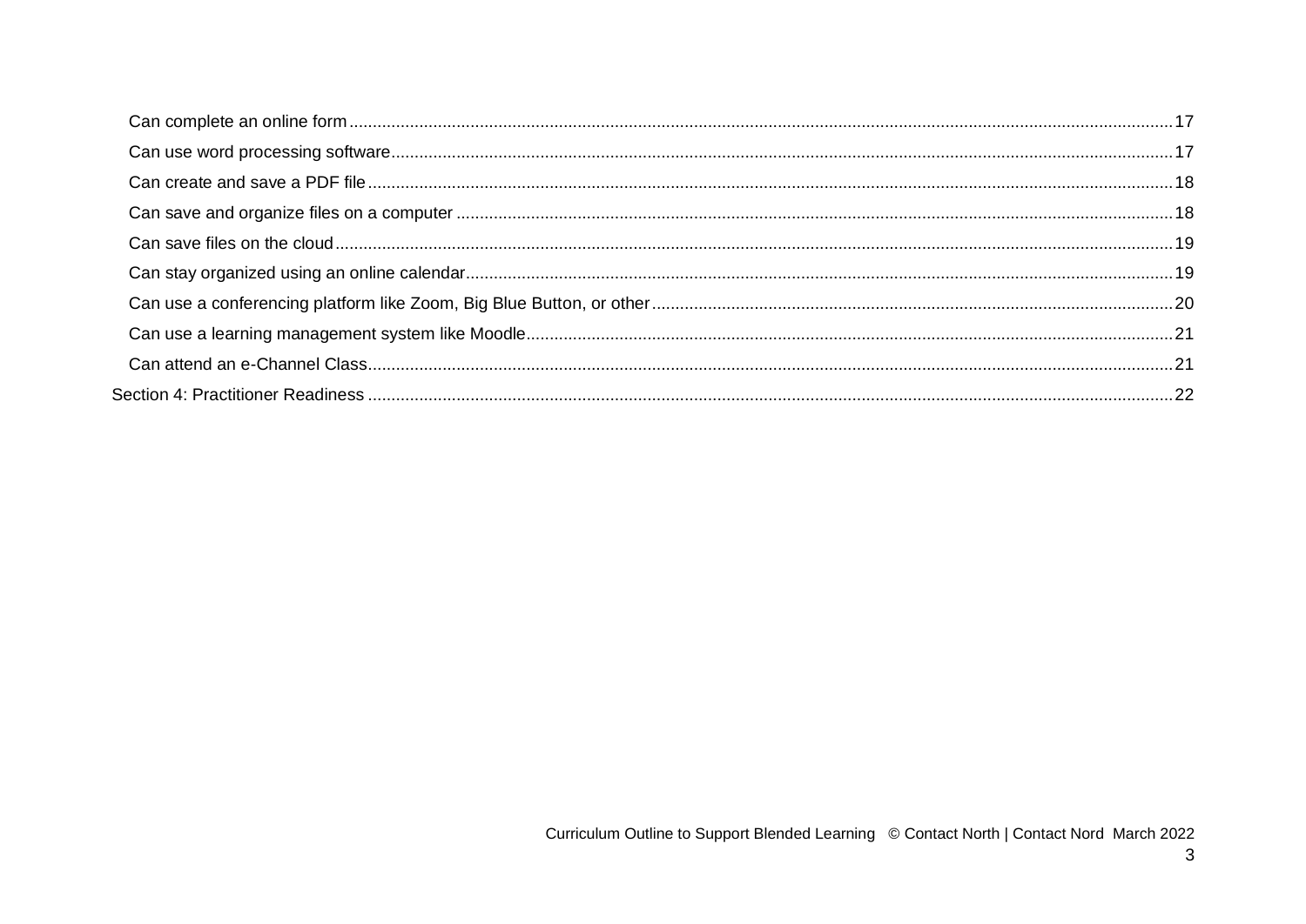- Can complete an online form ..... 17
- Can use word processing software ..... 17
- Can create and save a PDF file ..... 18
- Can save and organize files on a computer ..... 18
- Can save files on the cloud ..... 19
- Can stay organized using an online calendar ..... 19
- Can use a conferencing platform like Zoom, Big Blue Button, or other ..... 20
- Can use a learning management system like Moodle ..... 21
- Can attend an e-Channel Class ..... 21

Section 4: Practitioner Readiness ..... 22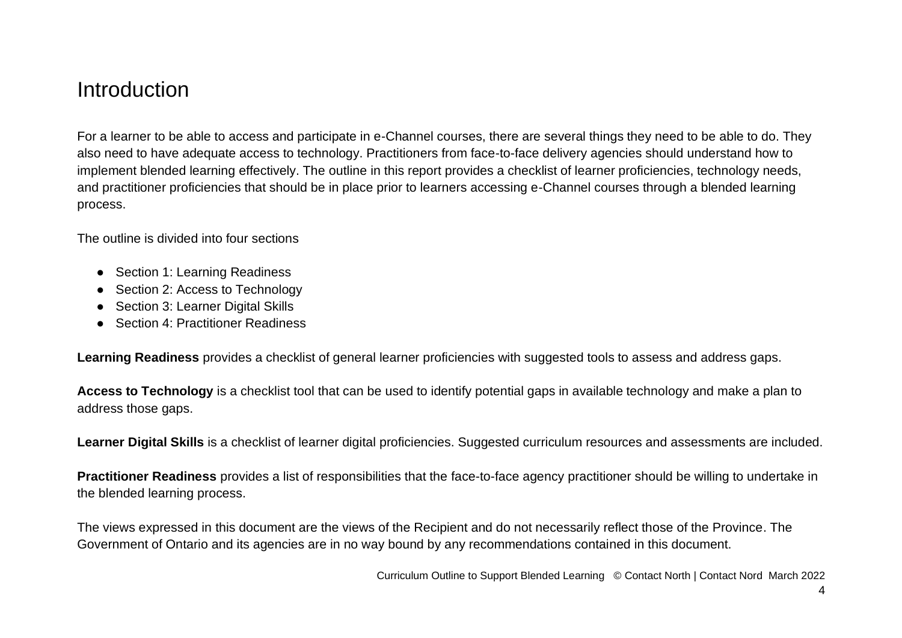# Introduction

For a learner to be able to access and participate in e-Channel courses, there are several things they need to be able to do. They also need to have adequate access to technology. Practitioners from face-to-face delivery agencies should understand how to implement blended learning effectively. The outline in this report provides a checklist of learner proficiencies, technology needs, and practitioner proficiencies that should be in place prior to learners accessing e-Channel courses through a blended learning process.

The outline is divided into four sections

- Section 1: Learning Readiness
- Section 2: Access to Technology
- Section 3: Learner Digital Skills
- Section 4: Practitioner Readiness

**Learning Readiness** provides a checklist of general learner proficiencies with suggested tools to assess and address gaps.

**Access to Technology** is a checklist tool that can be used to identify potential gaps in available technology and make a plan to address those gaps.

**Learner Digital Skills** is a checklist of learner digital proficiencies. Suggested curriculum resources and assessments are included.

**Practitioner Readiness** provides a list of responsibilities that the face-to-face agency practitioner should be willing to undertake in the blended learning process.

The views expressed in this document are the views of the Recipient and do not necessarily reflect those of the Province. The Government of Ontario and its agencies are in no way bound by any recommendations contained in this document.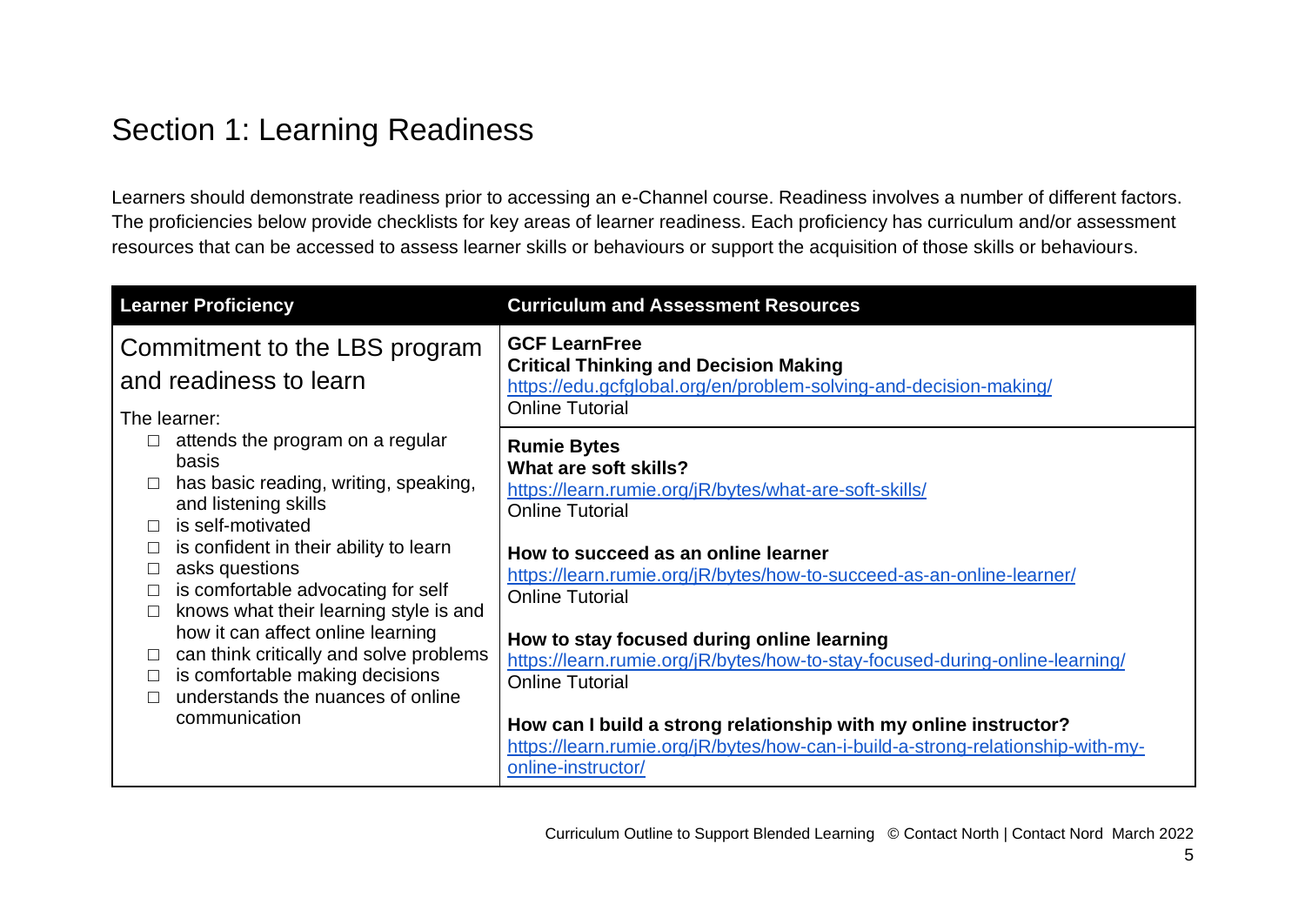# Section 1: Learning Readiness

Learners should demonstrate readiness prior to accessing an e-Channel course. Readiness involves a number of different factors. The proficiencies below provide checklists for key areas of learner readiness. Each proficiency has curriculum and/or assessment resources that can be accessed to assess learner skills or behaviours or support the acquisition of those skills or behaviours.

| Learner Proficiency | Curriculum and Assessment Resources |
| --- | --- |
| Commitment to the LBS program and readiness to learn<br><br>The learner:<br>☐ attends the program on a regular basis<br>☐ has basic reading, writing, speaking, and listening skills<br>☐ is self-motivated<br>☐ is confident in their ability to learn<br>☐ asks questions<br>☐ is comfortable advocating for self<br>☐ knows what their learning style is and how it can affect online learning<br>☐ can think critically and solve problems<br>☐ is comfortable making decisions<br>☐ understands the nuances of online communication | **GCF LearnFree**<br>**Critical Thinking and Decision Making**<br>https://edu.gcfglobal.org/en/problem-solving-and-decision-making/<br>Online Tutorial |
| | **Rumie Bytes**<br>**What are soft skills?**<br>https://learn.rumie.org/jR/bytes/what-are-soft-skills/<br>Online Tutorial<br><br>**How to succeed as an online learner**<br>https://learn.rumie.org/jR/bytes/how-to-succeed-as-an-online-learner/<br>Online Tutorial<br><br>**How to stay focused during online learning**<br>https://learn.rumie.org/jR/bytes/how-to-stay-focused-during-online-learning/<br>Online Tutorial<br><br>**How can I build a strong relationship with my online instructor?**<br>https://learn.rumie.org/jR/bytes/how-can-i-build-a-strong-relationship-with-my-online-instructor/ |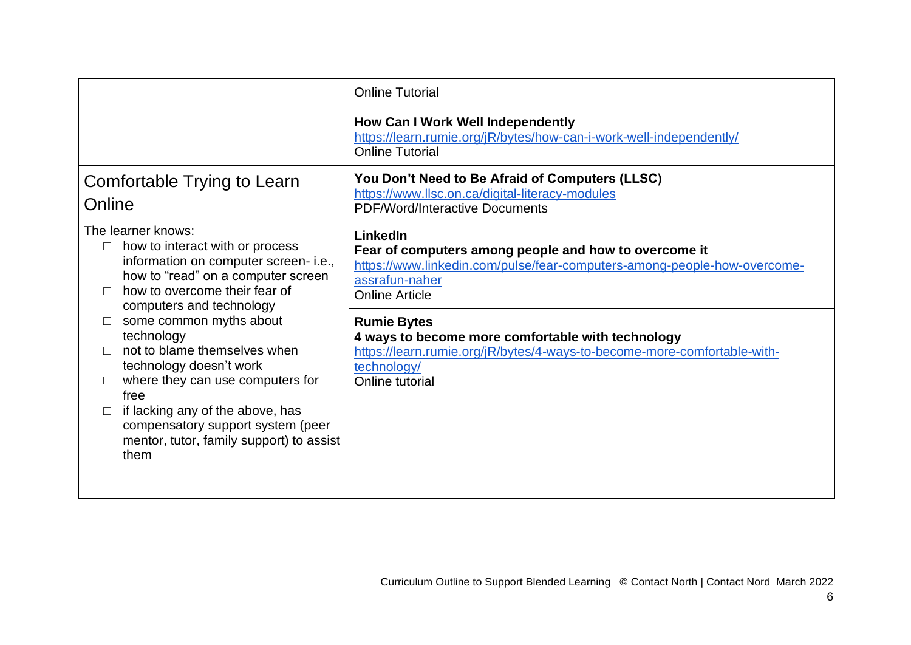| | |
|---|---|
| | Online Tutorial<br><br>**How Can I Work Well Independently**<br>https://learn.rumie.org/jR/bytes/how-can-i-work-well-independently/<br>Online Tutorial |
| Comfortable Trying to Learn Online<br><br>The learner knows:<br>☐ how to interact with or process information on computer screen- i.e., how to "read" on a computer screen<br>☐ how to overcome their fear of computers and technology<br>☐ some common myths about technology<br>☐ not to blame themselves when technology doesn't work<br>☐ where they can use computers for free<br>☐ if lacking any of the above, has compensatory support system (peer mentor, tutor, family support) to assist them | **You Don't Need to Be Afraid of Computers (LLSC)**<br>https://www.llsc.on.ca/digital-literacy-modules<br>PDF/Word/Interactive Documents<br><br>**LinkedIn**<br>**Fear of computers among people and how to overcome it**<br>https://www.linkedin.com/pulse/fear-computers-among-people-how-overcome-assrafun-naher<br>Online Article<br><br>**Rumie Bytes**<br>**4 ways to become more comfortable with technology**<br>https://learn.rumie.org/jR/bytes/4-ways-to-become-more-comfortable-with-technology/<br>Online tutorial |

Curriculum Outline to Support Blended Learning © Contact North | Contact Nord March 2022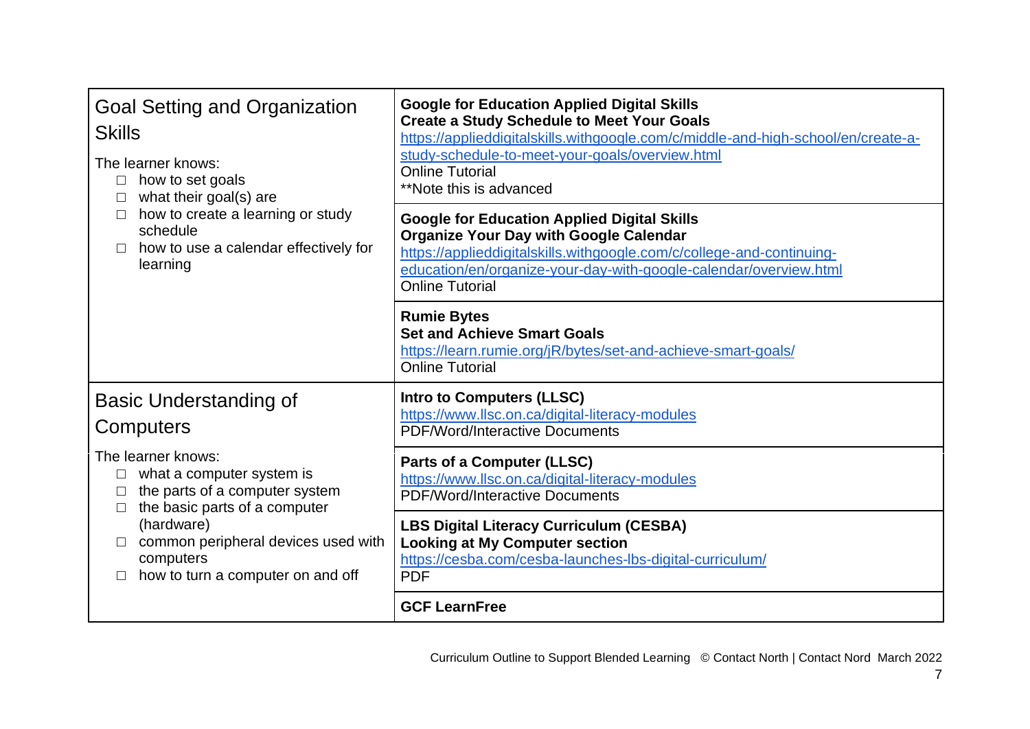| Learning Outcomes | Resources |
| --- | --- |
| **Goal Setting and Organization Skills**<br><br>The learner knows:<br>□ how to set goals<br>□ what their goal(s) are<br>□ how to create a learning or study schedule<br>□ how to use a calendar effectively for learning | **Google for Education Applied Digital Skills**<br>**Create a Study Schedule to Meet Your Goals**<br>https://applieddigitalskills.withgoogle.com/c/middle-and-high-school/en/create-a-study-schedule-to-meet-your-goals/overview.html<br>Online Tutorial<br>**Note this is advanced |
| | **Google for Education Applied Digital Skills**<br>**Organize Your Day with Google Calendar**<br>https://applieddigitalskills.withgoogle.com/c/college-and-continuing-education/en/organize-your-day-with-google-calendar/overview.html<br>Online Tutorial |
| | **Rumie Bytes**<br>**Set and Achieve Smart Goals**<br>https://learn.rumie.org/jR/bytes/set-and-achieve-smart-goals/<br>Online Tutorial |
| **Basic Understanding of Computers**<br><br>The learner knows:<br>□ what a computer system is<br>□ the parts of a computer system<br>□ the basic parts of a computer (hardware)<br>□ common peripheral devices used with computers<br>□ how to turn a computer on and off | **Intro to Computers (LLSC)**<br>https://www.llsc.on.ca/digital-literacy-modules<br>PDF/Word/Interactive Documents |
| | **Parts of a Computer (LLSC)**<br>https://www.llsc.on.ca/digital-literacy-modules<br>PDF/Word/Interactive Documents |
| | **LBS Digital Literacy Curriculum (CESBA)**<br>**Looking at My Computer section**<br>https://cesba.com/cesba-launches-lbs-digital-curriculum/<br>PDF |
| | **GCF LearnFree** |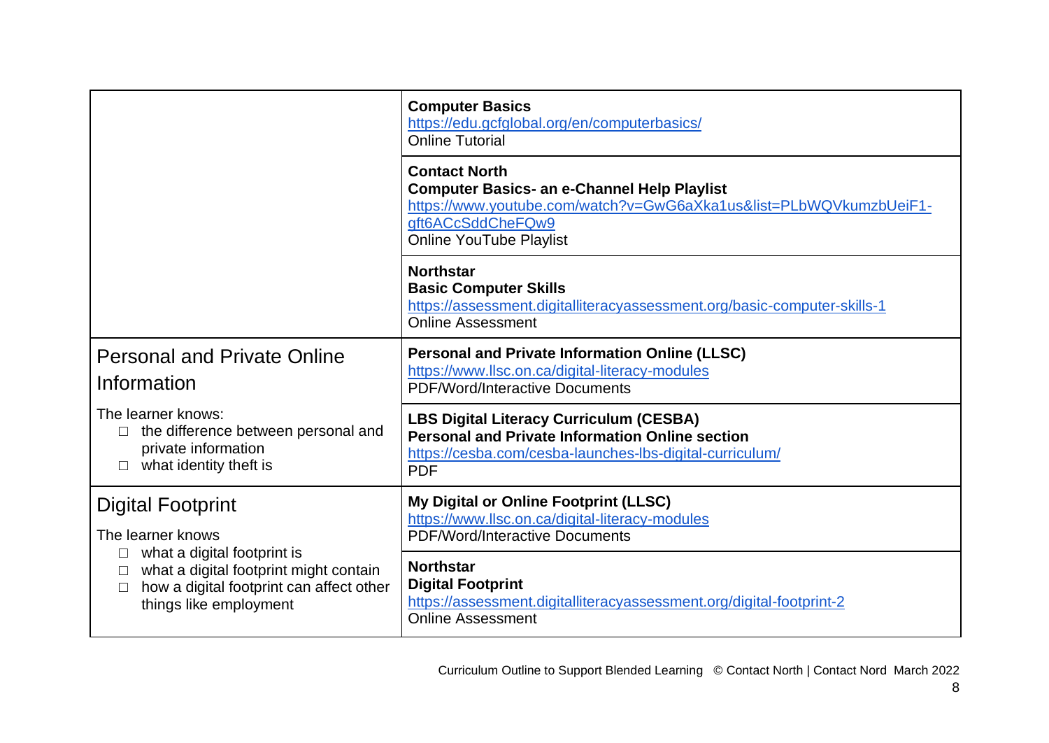| | |
|---|---|
| | **Computer Basics**<br>https://edu.gcfglobal.org/en/computerbasics/<br>Online Tutorial |
| | **Contact North**<br>**Computer Basics- an e-Channel Help Playlist**<br>https://www.youtube.com/watch?v=GwG6aXka1us&list=PLbWQVkumzbUeiF1-gft6ACcSddCheFQw9<br>Online YouTube Playlist |
| | **Northstar**<br>**Basic Computer Skills**<br>https://assessment.digitalliteracyassessment.org/basic-computer-skills-1<br>Online Assessment |
| Personal and Private Online Information<br><br>The learner knows:<br>☐ the difference between personal and private information<br>☐ what identity theft is | **Personal and Private Information Online (LLSC)**<br>https://www.llsc.on.ca/digital-literacy-modules<br>PDF/Word/Interactive Documents |
| | **LBS Digital Literacy Curriculum (CESBA)**<br>**Personal and Private Information Online section**<br>https://cesba.com/cesba-launches-lbs-digital-curriculum/<br>PDF |
| Digital Footprint<br><br>The learner knows<br>☐ what a digital footprint is<br>☐ what a digital footprint might contain<br>☐ how a digital footprint can affect other things like employment | **My Digital or Online Footprint (LLSC)**<br>https://www.llsc.on.ca/digital-literacy-modules<br>PDF/Word/Interactive Documents |
| | **Northstar**<br>**Digital Footprint**<br>https://assessment.digitalliteracyassessment.org/digital-footprint-2<br>Online Assessment |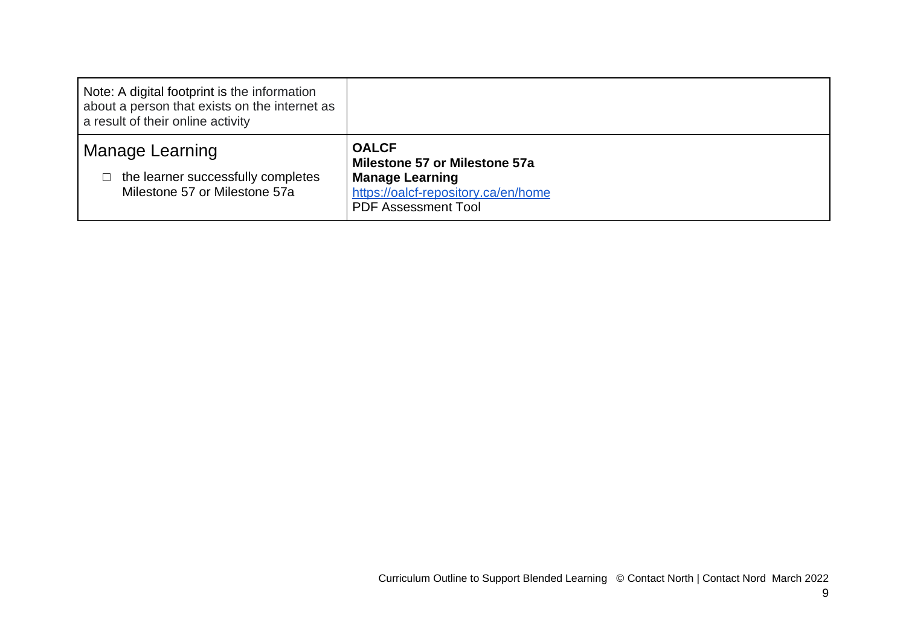| | |
|---|---|
| Note: A digital footprint is the information about a person that exists on the internet as a result of their online activity | |
| Manage Learning<br><br>☐ the learner successfully completes Milestone 57 or Milestone 57a | **OALCF**<br>**Milestone 57 or Milestone 57a**<br>**Manage Learning**<br>https://oalcf-repository.ca/en/home<br>PDF Assessment Tool |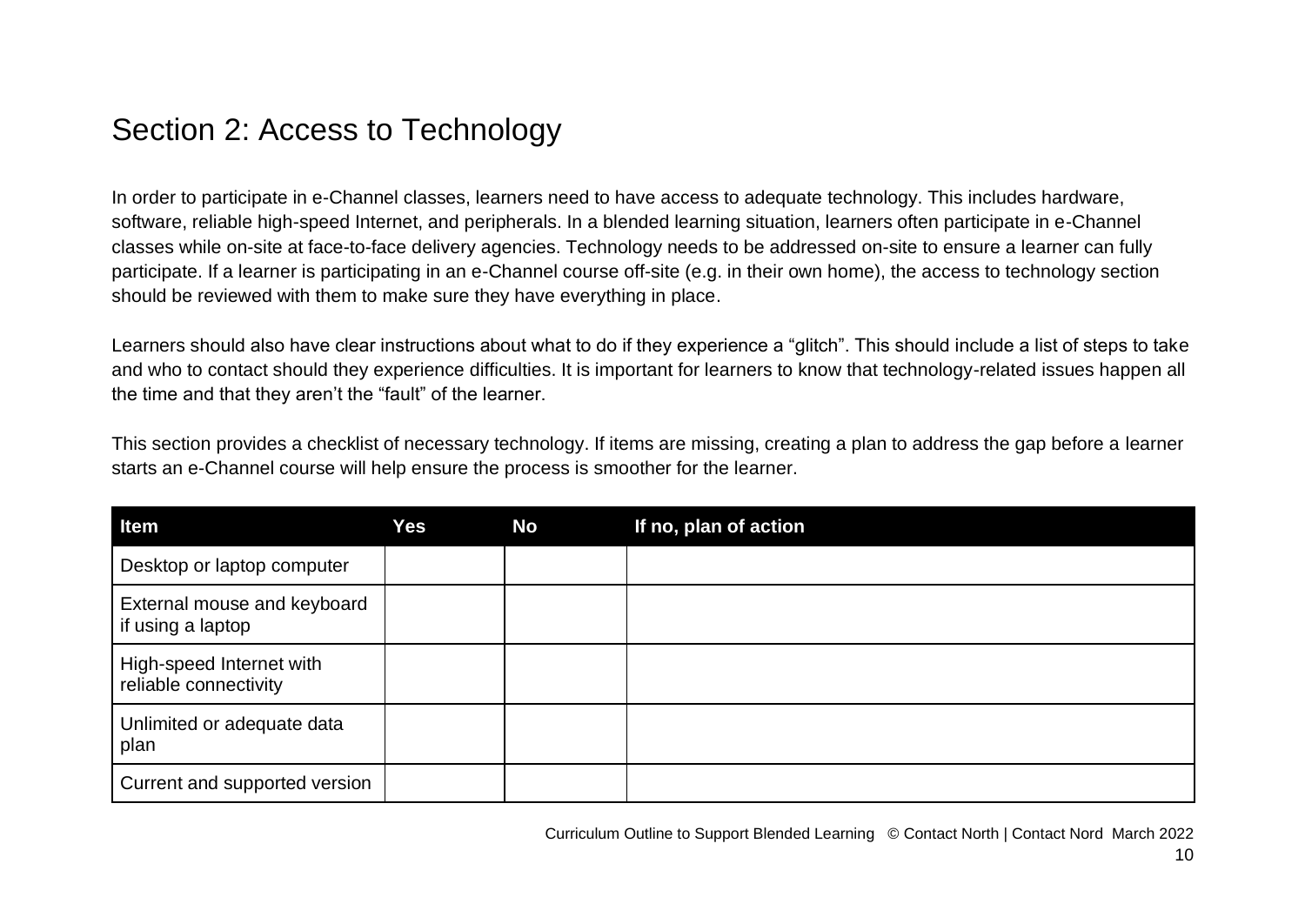## Section 2: Access to Technology

In order to participate in e-Channel classes, learners need to have access to adequate technology. This includes hardware, software, reliable high-speed Internet, and peripherals. In a blended learning situation, learners often participate in e-Channel classes while on-site at face-to-face delivery agencies. Technology needs to be addressed on-site to ensure a learner can fully participate. If a learner is participating in an e-Channel course off-site (e.g. in their own home), the access to technology section should be reviewed with them to make sure they have everything in place.

Learners should also have clear instructions about what to do if they experience a “glitch”. This should include a list of steps to take and who to contact should they experience difficulties. It is important for learners to know that technology-related issues happen all the time and that they aren’t the “fault” of the learner.

This section provides a checklist of necessary technology. If items are missing, creating a plan to address the gap before a learner starts an e-Channel course will help ensure the process is smoother for the learner.

| Item | Yes | No | If no, plan of action |
| --- | --- | --- | --- |
| Desktop or laptop computer | | | |
| External mouse and keyboard if using a laptop | | | |
| High-speed Internet with reliable connectivity | | | |
| Unlimited or adequate data plan | | | |
| Current and supported version | | | |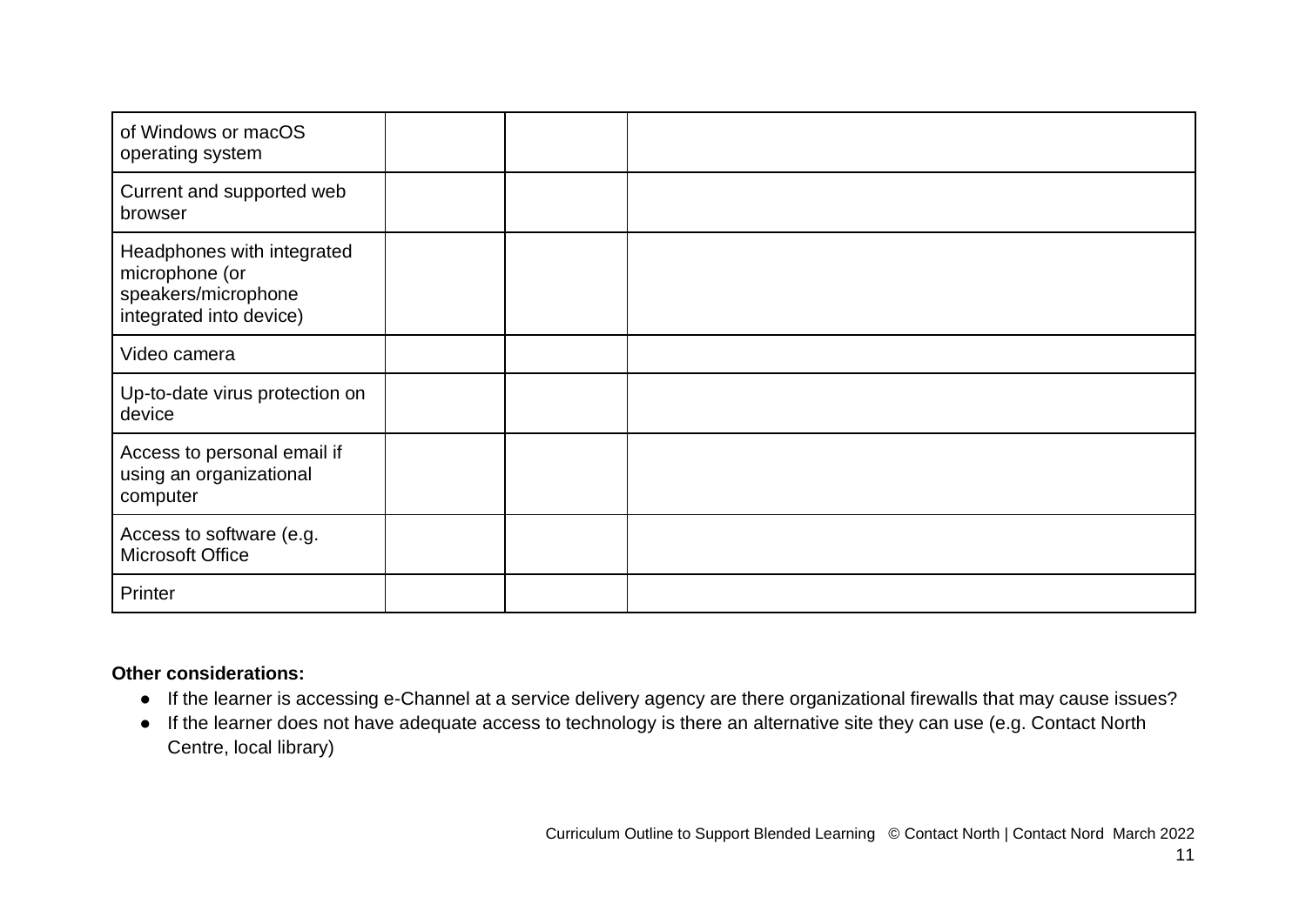| | | | |
|---|---|---|---|
| of Windows or macOS operating system | | | |
| Current and supported web browser | | | |
| Headphones with integrated microphone (or speakers/microphone integrated into device) | | | |
| Video camera | | | |
| Up-to-date virus protection on device | | | |
| Access to personal email if using an organizational computer | | | |
| Access to software (e.g. Microsoft Office | | | |
| Printer | | | |

**Other considerations:**

- If the learner is accessing e-Channel at a service delivery agency are there organizational firewalls that may cause issues?
- If the learner does not have adequate access to technology is there an alternative site they can use (e.g. Contact North Centre, local library)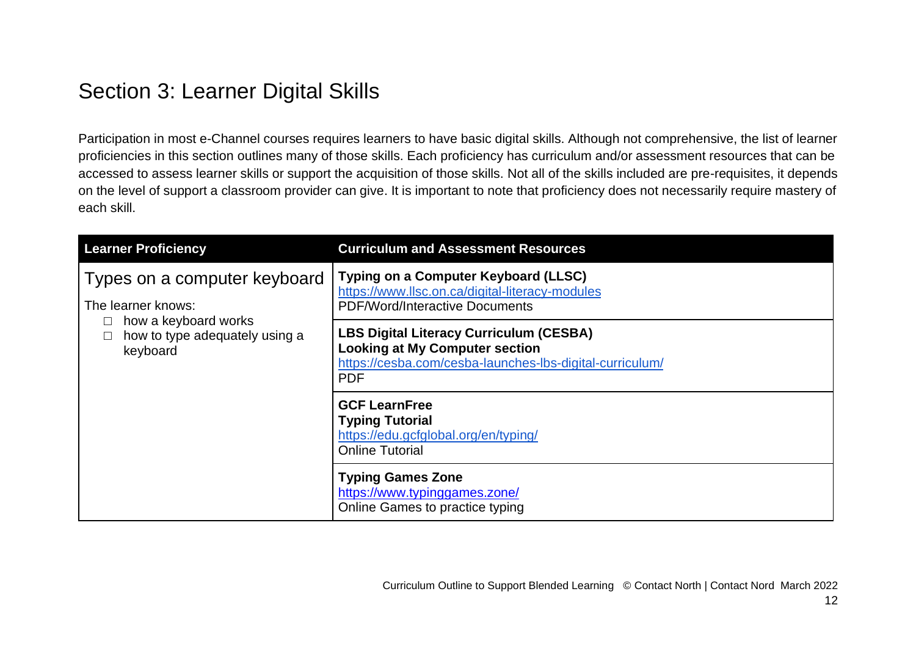# Section 3: Learner Digital Skills

Participation in most e-Channel courses requires learners to have basic digital skills. Although not comprehensive, the list of learner proficiencies in this section outlines many of those skills. Each proficiency has curriculum and/or assessment resources that can be accessed to assess learner skills or support the acquisition of those skills. Not all of the skills included are pre-requisites, it depends on the level of support a classroom provider can give. It is important to note that proficiency does not necessarily require mastery of each skill.

| Learner Proficiency | Curriculum and Assessment Resources |
| --- | --- |
| Types on a computer keyboard<br>The learner knows:<br>☐ how a keyboard works<br>☐ how to type adequately using a keyboard | **Typing on a Computer Keyboard (LLSC)**<br>https://www.llsc.on.ca/digital-literacy-modules<br>PDF/Word/Interactive Documents |
| | **LBS Digital Literacy Curriculum (CESBA)**<br>**Looking at My Computer section**<br>https://cesba.com/cesba-launches-lbs-digital-curriculum/<br>PDF |
| | **GCF LearnFree**<br>**Typing Tutorial**<br>https://edu.gcfglobal.org/en/typing/<br>Online Tutorial |
| | **Typing Games Zone**<br>https://www.typinggames.zone/<br>Online Games to practice typing |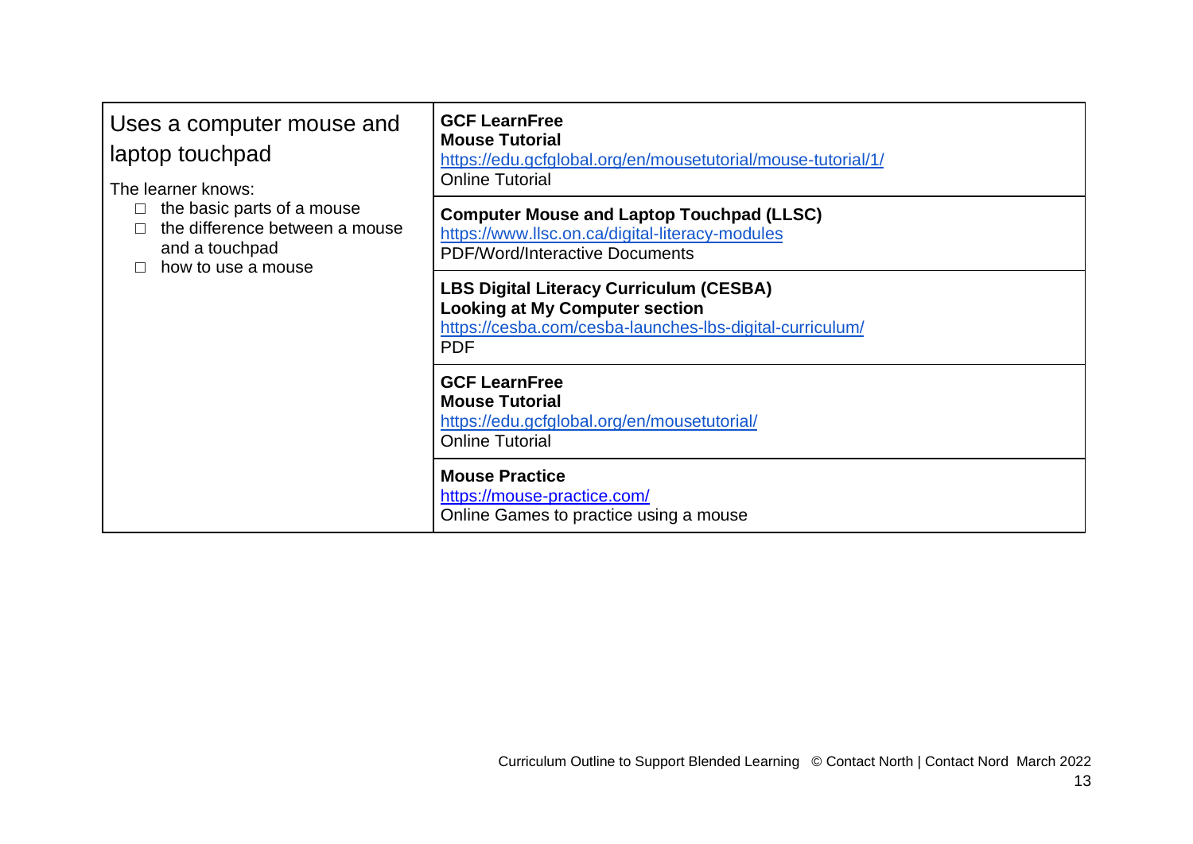| | |
|---|---|
| Uses a computer mouse and laptop touchpad<br><br>The learner knows:<br>☐ the basic parts of a mouse<br>☐ the difference between a mouse and a touchpad<br>☐ how to use a mouse | **GCF LearnFree**<br>**Mouse Tutorial**<br>https://edu.gcfglobal.org/en/mousetutorial/mouse-tutorial/1/<br>Online Tutorial |
| | **Computer Mouse and Laptop Touchpad (LLSC)**<br>https://www.llsc.on.ca/digital-literacy-modules<br>PDF/Word/Interactive Documents |
| | **LBS Digital Literacy Curriculum (CESBA)**<br>**Looking at My Computer section**<br>https://cesba.com/cesba-launches-lbs-digital-curriculum/<br>PDF |
| | **GCF LearnFree**<br>**Mouse Tutorial**<br>https://edu.gcfglobal.org/en/mousetutorial/<br>Online Tutorial |
| | **Mouse Practice**<br>https://mouse-practice.com/<br>Online Games to practice using a mouse |

Curriculum Outline to Support Blended Learning © Contact North | Contact Nord March 2022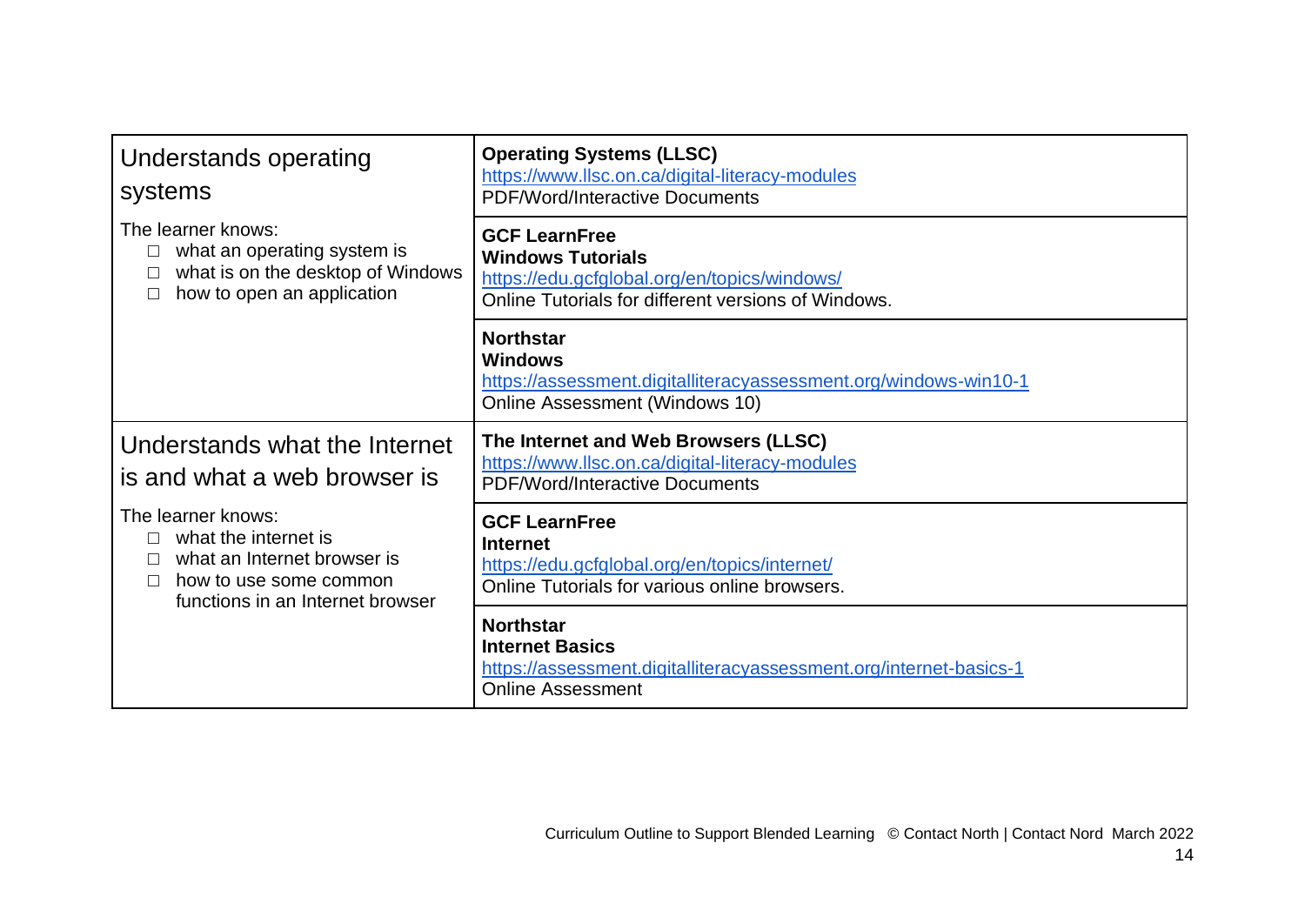| Skill | Resources |
| --- | --- |
| **Understands operating systems**<br><br>The learner knows:<br>☐ what an operating system is<br>☐ what is on the desktop of Windows<br>☐ how to open an application | **Operating Systems (LLSC)**<br>https://www.llsc.on.ca/digital-literacy-modules<br>PDF/Word/Interactive Documents |
| | **GCF LearnFree**<br>**Windows Tutorials**<br>https://edu.gcfglobal.org/en/topics/windows/<br>Online Tutorials for different versions of Windows. |
| | **Northstar**<br>**Windows**<br>https://assessment.digitalliteracyassessment.org/windows-win10-1<br>Online Assessment (Windows 10) |
| **Understands what the Internet is and what a web browser is**<br><br>The learner knows:<br>☐ what the internet is<br>☐ what an Internet browser is<br>☐ how to use some common functions in an Internet browser | **The Internet and Web Browsers (LLSC)**<br>https://www.llsc.on.ca/digital-literacy-modules<br>PDF/Word/Interactive Documents |
| | **GCF LearnFree**<br>**Internet**<br>https://edu.gcfglobal.org/en/topics/internet/<br>Online Tutorials for various online browsers. |
| | **Northstar**<br>**Internet Basics**<br>https://assessment.digitalliteracyassessment.org/internet-basics-1<br>Online Assessment |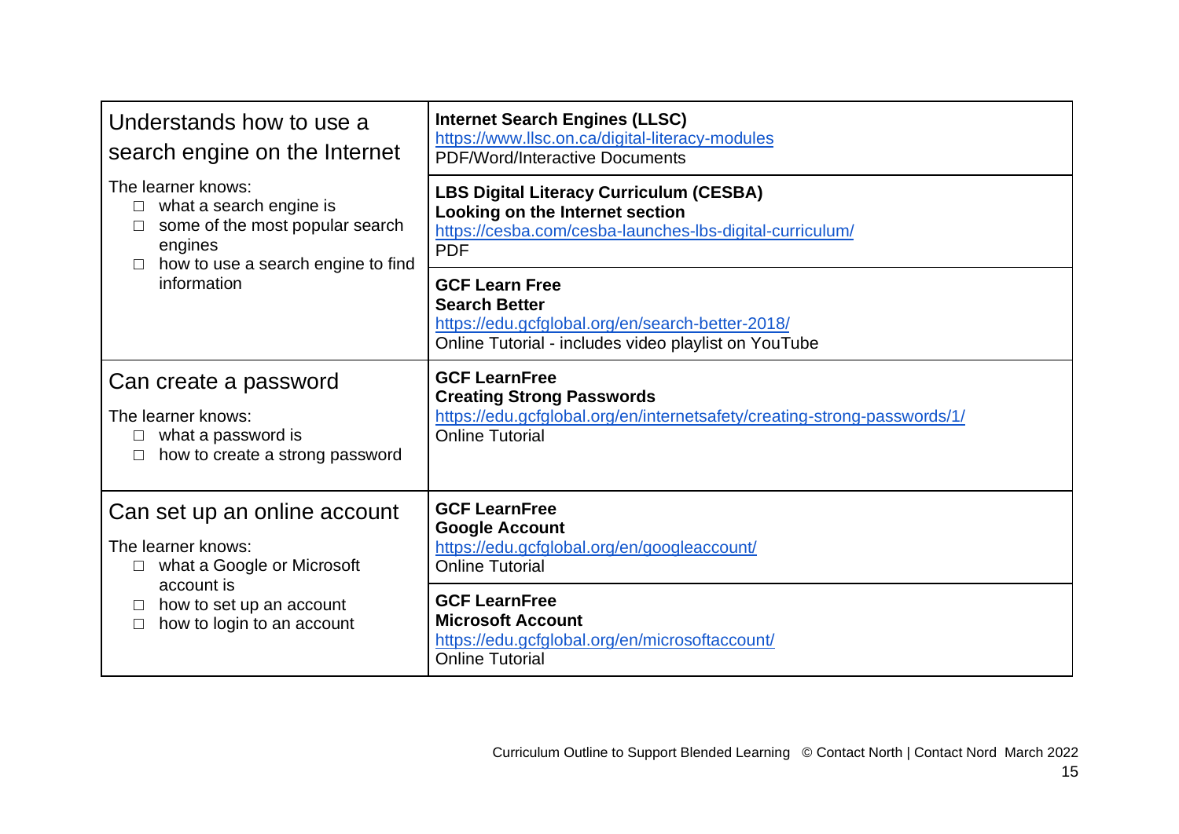| Skill | Resources |
| --- | --- |
| **Understands how to use a search engine on the Internet**<br><br>The learner knows:<br>☐ what a search engine is<br>☐ some of the most popular search engines<br>☐ how to use a search engine to find information | **Internet Search Engines (LLSC)**<br>https://www.llsc.on.ca/digital-literacy-modules<br>PDF/Word/Interactive Documents |
| | **LBS Digital Literacy Curriculum (CESBA)**<br>**Looking on the Internet section**<br>https://cesba.com/cesba-launches-lbs-digital-curriculum/<br>PDF |
| | **GCF Learn Free**<br>**Search Better**<br>https://edu.gcfglobal.org/en/search-better-2018/<br>Online Tutorial - includes video playlist on YouTube |
| **Can create a password**<br><br>The learner knows:<br>☐ what a password is<br>☐ how to create a strong password | **GCF LearnFree**<br>**Creating Strong Passwords**<br>https://edu.gcfglobal.org/en/internetsafety/creating-strong-passwords/1/<br>Online Tutorial |
| **Can set up an online account**<br><br>The learner knows:<br>☐ what a Google or Microsoft account is<br>☐ how to set up an account<br>☐ how to login to an account | **GCF LearnFree**<br>**Google Account**<br>https://edu.gcfglobal.org/en/googleaccount/<br>Online Tutorial |
| | **GCF LearnFree**<br>**Microsoft Account**<br>https://edu.gcfglobal.org/en/microsoftaccount/<br>Online Tutorial |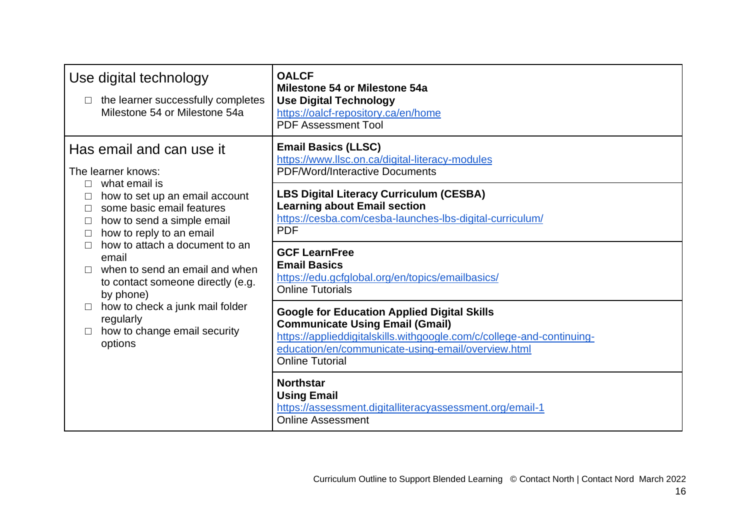| | |
|---|---|
| Use digital technology<br><br>☐ the learner successfully completes Milestone 54 or Milestone 54a | **OALCF**<br>**Milestone 54 or Milestone 54a**<br>**Use Digital Technology**<br>https://oalcf-repository.ca/en/home<br>PDF Assessment Tool |
| Has email and can use it<br><br>The learner knows:<br>☐ what email is<br>☐ how to set up an email account<br>☐ some basic email features<br>☐ how to send a simple email<br>☐ how to reply to an email<br>☐ how to attach a document to an email<br>☐ when to send an email and when to contact someone directly (e.g. by phone)<br>☐ how to check a junk mail folder regularly<br>☐ how to change email security options | **Email Basics (LLSC)**<br>https://www.llsc.on.ca/digital-literacy-modules<br>PDF/Word/Interactive Documents |
| | **LBS Digital Literacy Curriculum (CESBA)**<br>**Learning about Email section**<br>https://cesba.com/cesba-launches-lbs-digital-curriculum/<br>PDF |
| | **GCF LearnFree**<br>**Email Basics**<br>https://edu.gcfglobal.org/en/topics/emailbasics/<br>Online Tutorials |
| | **Google for Education Applied Digital Skills**<br>**Communicate Using Email (Gmail)**<br>https://applieddigitalskills.withgoogle.com/c/college-and-continuing-education/en/communicate-using-email/overview.html<br>Online Tutorial |
| | **Northstar**<br>**Using Email**<br>https://assessment.digitalliteracyassessment.org/email-1<br>Online Assessment |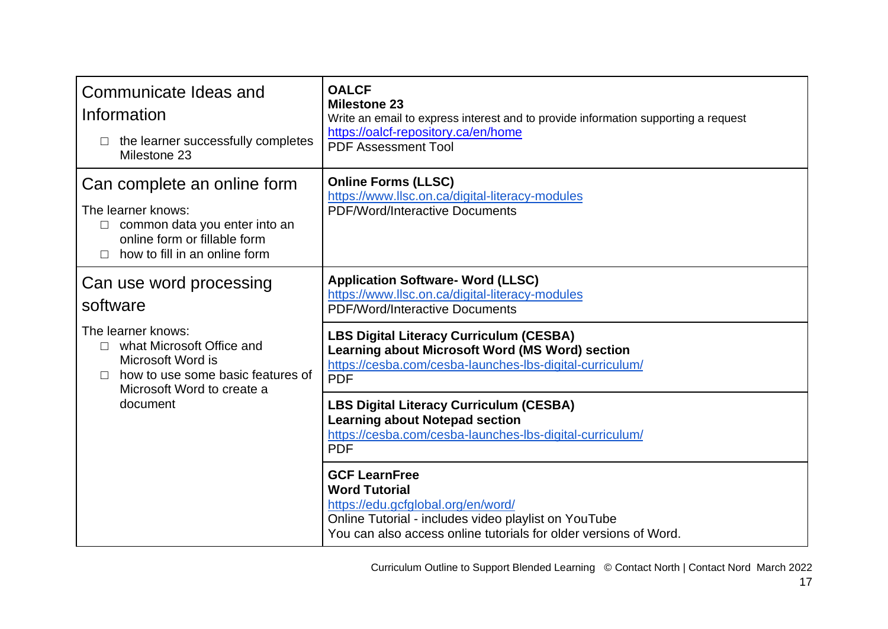| | |
|---|---|
| Communicate Ideas and Information<br>☐ the learner successfully completes Milestone 23 | **OALCF**<br>**Milestone 23**<br>Write an email to express interest and to provide information supporting a request<br>https://oalcf-repository.ca/en/home<br>PDF Assessment Tool |
| Can complete an online form<br>The learner knows:<br>☐ common data you enter into an online form or fillable form<br>☐ how to fill in an online form | **Online Forms (LLSC)**<br>https://www.llsc.on.ca/digital-literacy-modules<br>PDF/Word/Interactive Documents |
| Can use word processing software<br>The learner knows:<br>☐ what Microsoft Office and Microsoft Word is<br>☐ how to use some basic features of Microsoft Word to create a document | **Application Software- Word (LLSC)**<br>https://www.llsc.on.ca/digital-literacy-modules<br>PDF/Word/Interactive Documents |
| | **LBS Digital Literacy Curriculum (CESBA)**<br>**Learning about Microsoft Word (MS Word) section**<br>https://cesba.com/cesba-launches-lbs-digital-curriculum/<br>PDF |
| | **LBS Digital Literacy Curriculum (CESBA)**<br>**Learning about Notepad section**<br>https://cesba.com/cesba-launches-lbs-digital-curriculum/<br>PDF |
| | **GCF LearnFree**<br>**Word Tutorial**<br>https://edu.gcfglobal.org/en/word/<br>Online Tutorial - includes video playlist on YouTube<br>You can also access online tutorials for older versions of Word. |

Curriculum Outline to Support Blended Learning © Contact North | Contact Nord March 2022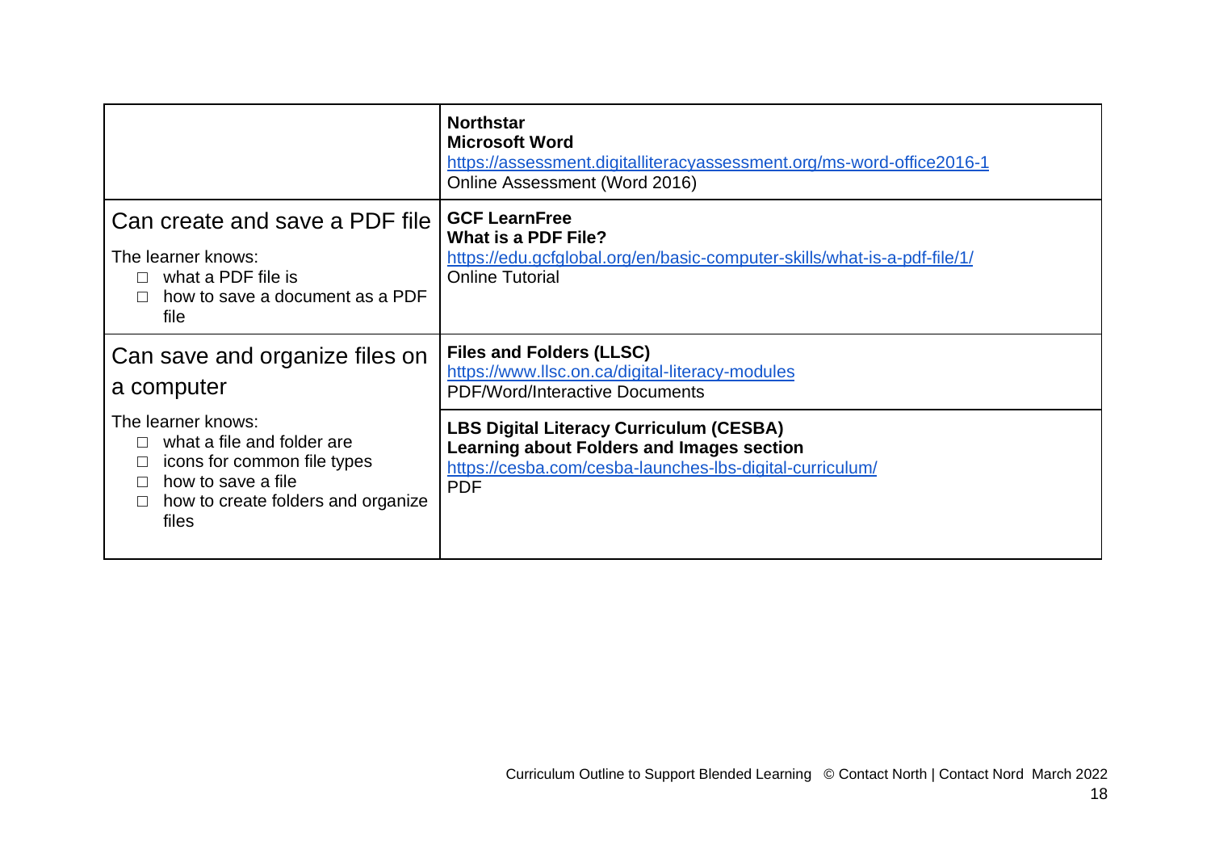| | |
|---|---|
| | **Northstar**<br>**Microsoft Word**<br>https://assessment.digitalliteracyassessment.org/ms-word-office2016-1<br>Online Assessment (Word 2016) |
| Can create and save a PDF file<br><br>The learner knows:<br>☐ what a PDF file is<br>☐ how to save a document as a PDF file | **GCF LearnFree**<br>**What is a PDF File?**<br>https://edu.gcfglobal.org/en/basic-computer-skills/what-is-a-pdf-file/1/<br>Online Tutorial |
| Can save and organize files on a computer<br><br>The learner knows:<br>☐ what a file and folder are<br>☐ icons for common file types<br>☐ how to save a file<br>☐ how to create folders and organize files | **Files and Folders (LLSC)**<br>https://www.llsc.on.ca/digital-literacy-modules<br>PDF/Word/Interactive Documents |
| | **LBS Digital Literacy Curriculum (CESBA)**<br>**Learning about Folders and Images section**<br>https://cesba.com/cesba-launches-lbs-digital-curriculum/<br>PDF |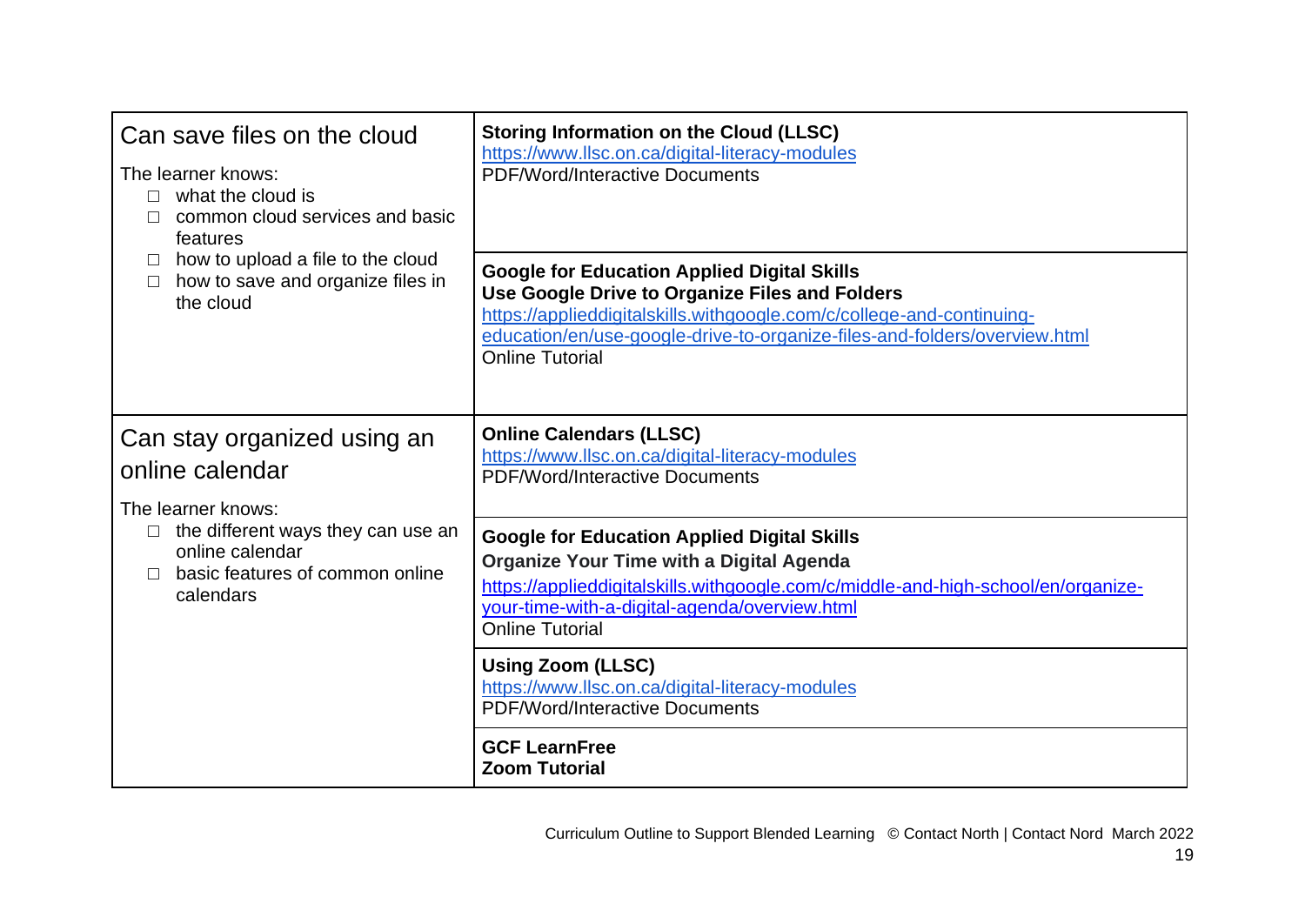| | |
|---|---|
| **Can save files on the cloud**<br><br>The learner knows:<br>☐ what the cloud is<br>☐ common cloud services and basic features<br>☐ how to upload a file to the cloud<br>☐ how to save and organize files in the cloud | **Storing Information on the Cloud (LLSC)**<br>https://www.llsc.on.ca/digital-literacy-modules<br>PDF/Word/Interactive Documents |
| | **Google for Education Applied Digital Skills**<br>**Use Google Drive to Organize Files and Folders**<br>https://applieddigitalskills.withgoogle.com/c/college-and-continuing-education/en/use-google-drive-to-organize-files-and-folders/overview.html<br>Online Tutorial |
| **Can stay organized using an online calendar**<br><br>The learner knows:<br>☐ the different ways they can use an online calendar<br>☐ basic features of common online calendars | **Online Calendars (LLSC)**<br>https://www.llsc.on.ca/digital-literacy-modules<br>PDF/Word/Interactive Documents |
| | **Google for Education Applied Digital Skills**<br>**Organize Your Time with a Digital Agenda**<br>https://applieddigitalskills.withgoogle.com/c/middle-and-high-school/en/organize-your-time-with-a-digital-agenda/overview.html<br>Online Tutorial |
| | **Using Zoom (LLSC)**<br>https://www.llsc.on.ca/digital-literacy-modules<br>PDF/Word/Interactive Documents |
| | **GCF LearnFree**<br>**Zoom Tutorial** |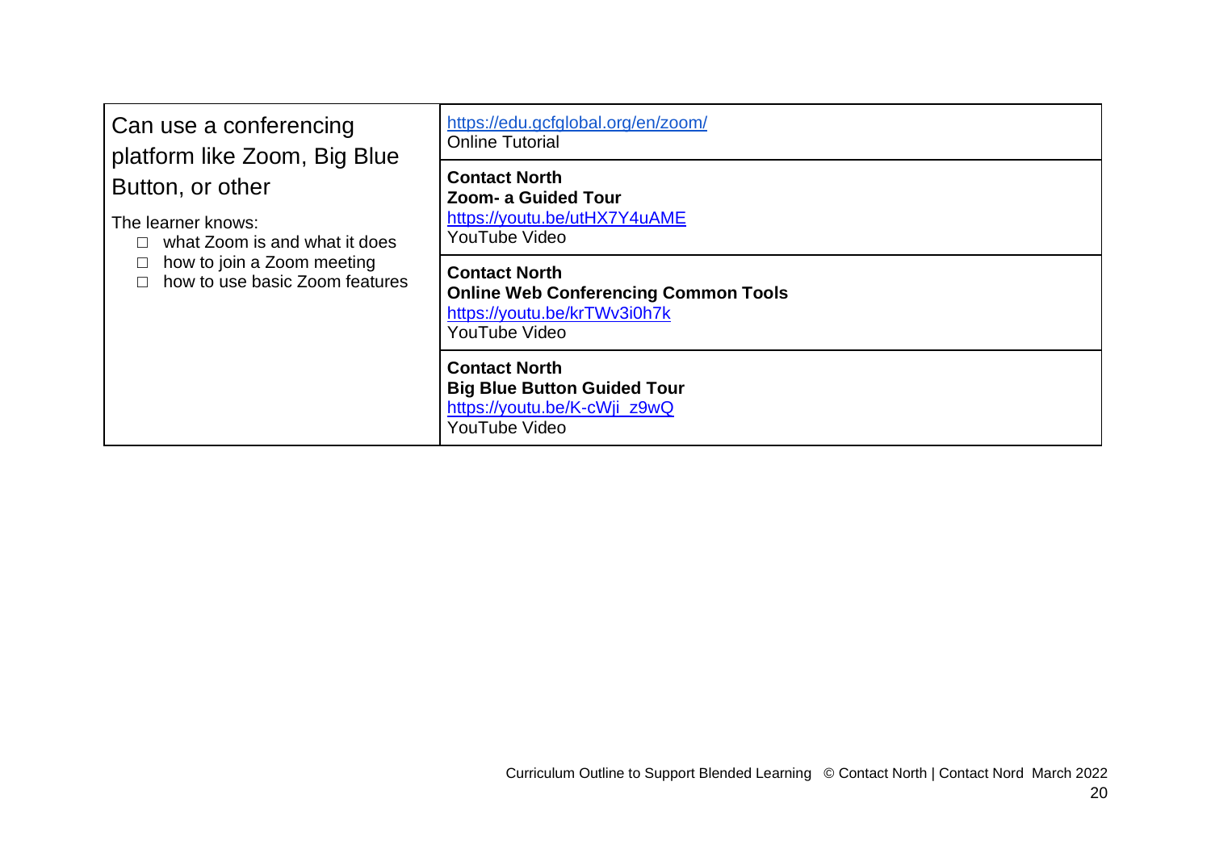| Can use a conferencing platform like Zoom, Big Blue Button, or other<br><br>The learner knows:<br>☐ what Zoom is and what it does<br>☐ how to join a Zoom meeting<br>☐ how to use basic Zoom features | https://edu.gcfglobal.org/en/zoom/<br>Online Tutorial |
|---|---|
| | **Contact North**<br>**Zoom- a Guided Tour**<br>https://youtu.be/utHX7Y4uAME<br>YouTube Video |
| | **Contact North**<br>**Online Web Conferencing Common Tools**<br>https://youtu.be/krTWv3i0h7k<br>YouTube Video |
| | **Contact North**<br>**Big Blue Button Guided Tour**<br>https://youtu.be/K-cWji_z9wQ<br>YouTube Video |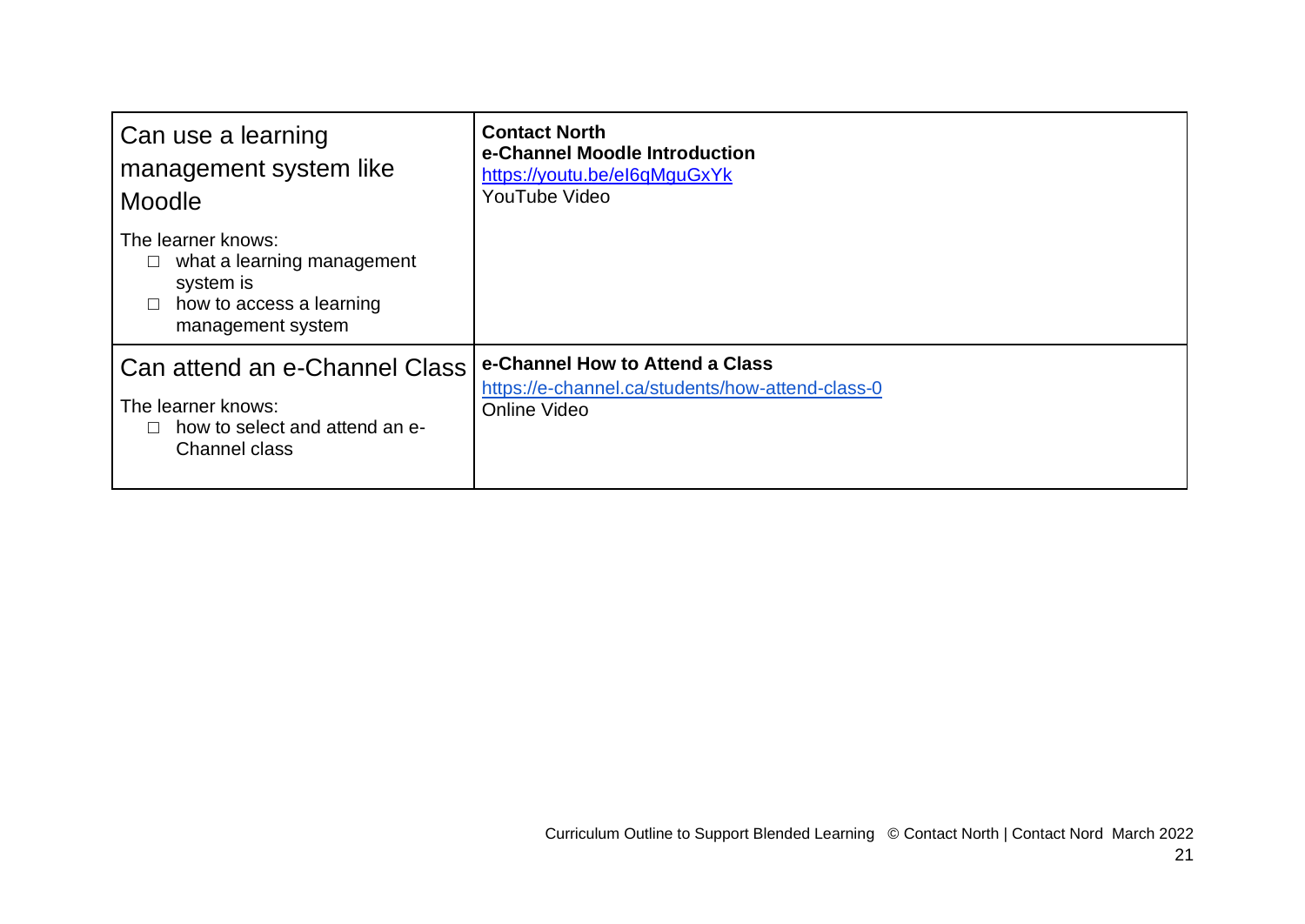| | |
|---|---|
| Can use a learning management system like Moodle<br><br>The learner knows:<br>☐ what a learning management system is<br>☐ how to access a learning management system | **Contact North**<br>**e-Channel Moodle Introduction**<br>https://youtu.be/eI6qMguGxYk<br>YouTube Video |
| Can attend an e-Channel Class<br><br>The learner knows:<br>☐ how to select and attend an e-Channel class | **e-Channel How to Attend a Class**<br>https://e-channel.ca/students/how-attend-class-0<br>Online Video |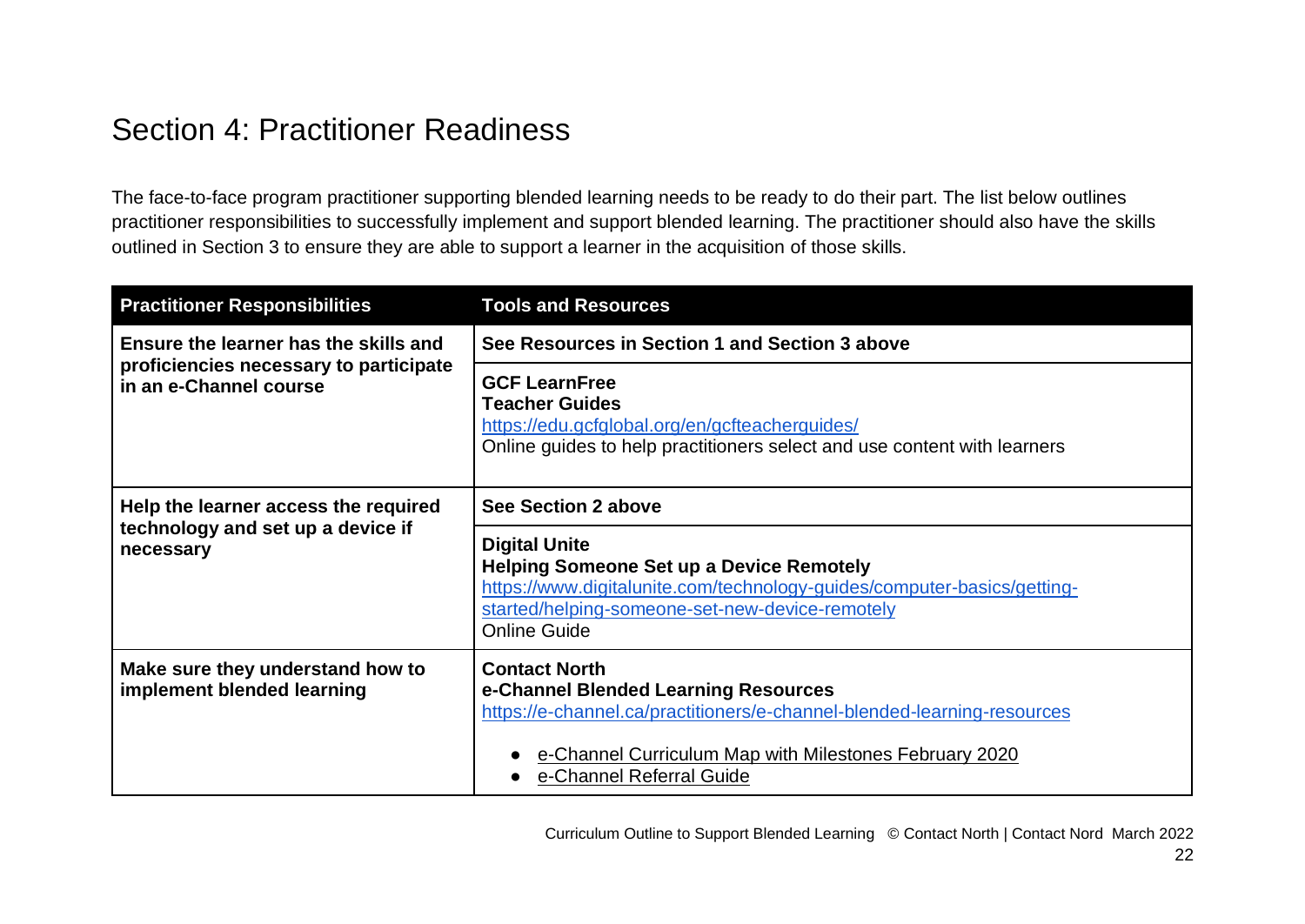## Section 4: Practitioner Readiness

The face-to-face program practitioner supporting blended learning needs to be ready to do their part. The list below outlines practitioner responsibilities to successfully implement and support blended learning. The practitioner should also have the skills outlined in Section 3 to ensure they are able to support a learner in the acquisition of those skills.

| Practitioner Responsibilities | Tools and Resources |
|---|---|
| **Ensure the learner has the skills and proficiencies necessary to participate in an e-Channel course** | **See Resources in Section 1 and Section 3 above** |
| | **GCF LearnFree**<br>**Teacher Guides**<br>https://edu.gcfglobal.org/en/gcfteacherguides/<br>Online guides to help practitioners select and use content with learners |
| **Help the learner access the required technology and set up a device if necessary** | **See Section 2 above** |
| | **Digital Unite**<br>**Helping Someone Set up a Device Remotely**<br>https://www.digitalunite.com/technology-guides/computer-basics/getting-started/helping-someone-set-new-device-remotely<br>Online Guide |
| **Make sure they understand how to implement blended learning** | **Contact North**<br>**e-Channel Blended Learning Resources**<br>https://e-channel.ca/practitioners/e-channel-blended-learning-resources<br>• e-Channel Curriculum Map with Milestones February 2020<br>• e-Channel Referral Guide |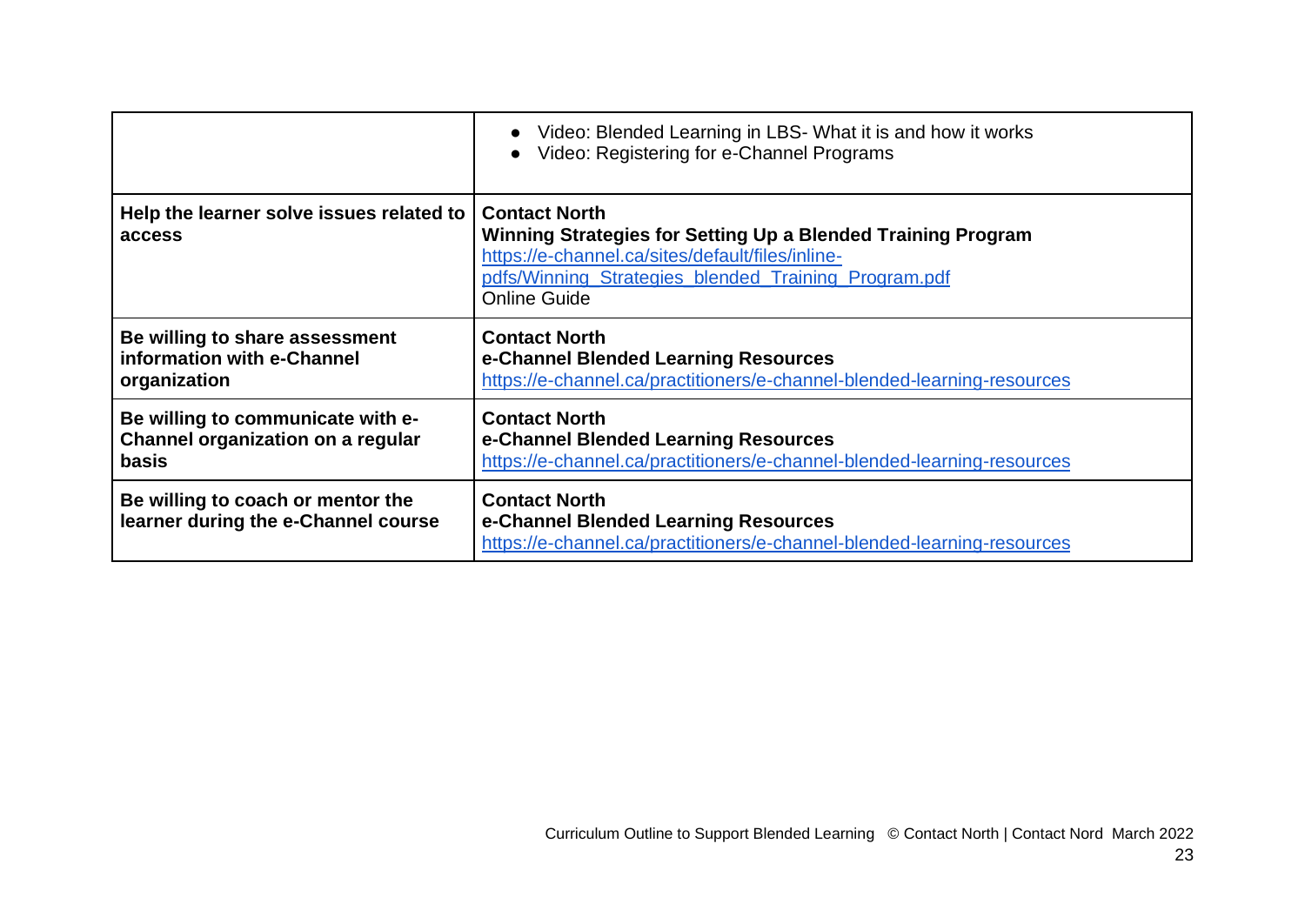| | |
|---|---|
| | • Video: Blended Learning in LBS- What it is and how it works<br>• Video: Registering for e-Channel Programs |
| **Help the learner solve issues related to access** | **Contact North**<br>**Winning Strategies for Setting Up a Blended Training Program**<br>https://e-channel.ca/sites/default/files/inline-pdfs/Winning_Strategies_blended_Training_Program.pdf<br>Online Guide |
| **Be willing to share assessment information with e-Channel organization** | **Contact North**<br>**e-Channel Blended Learning Resources**<br>https://e-channel.ca/practitioners/e-channel-blended-learning-resources |
| **Be willing to communicate with e-Channel organization on a regular basis** | **Contact North**<br>**e-Channel Blended Learning Resources**<br>https://e-channel.ca/practitioners/e-channel-blended-learning-resources |
| **Be willing to coach or mentor the learner during the e-Channel course** | **Contact North**<br>**e-Channel Blended Learning Resources**<br>https://e-channel.ca/practitioners/e-channel-blended-learning-resources |